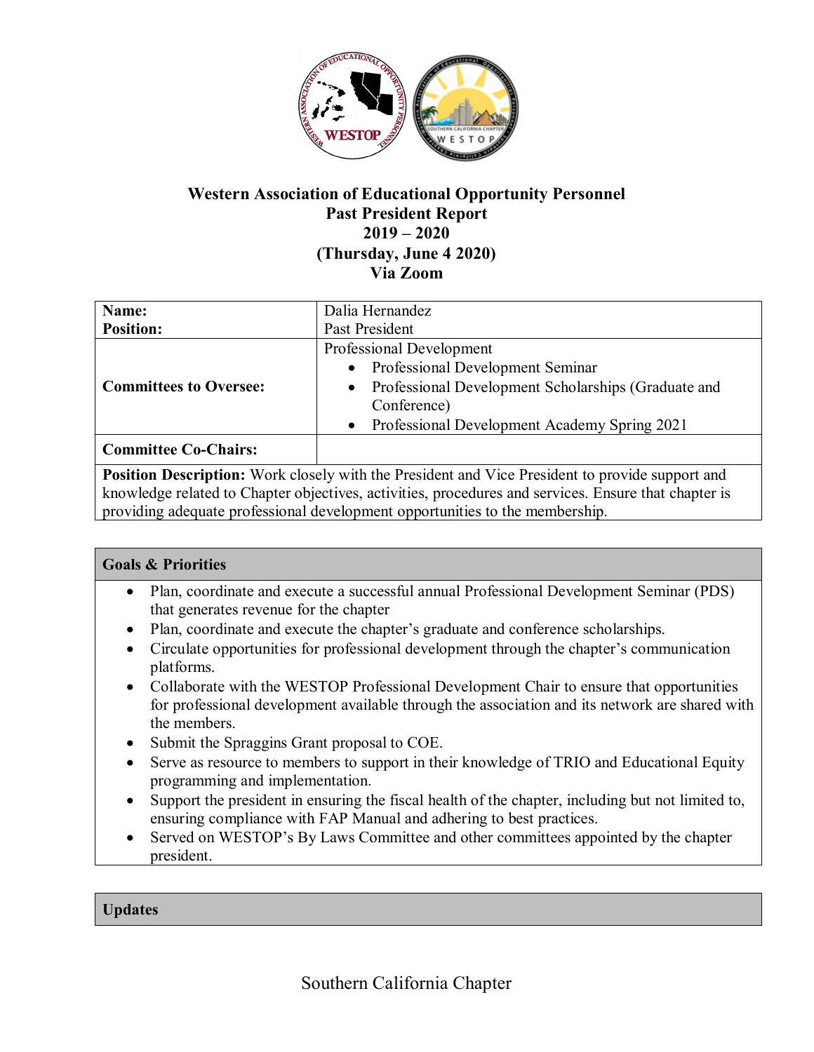**Western Association of Educational Opportunity Personnel**
**Past President Report**
**2019 – 2020**
**(Thursday, June 4 2020)**
**Via Zoom**

| | |
|---|---|
| **Name:**<br>**Position:** | Dalia Hernandez<br>Past President |
| **Committees to Oversee:** | Professional Development<br>• Professional Development Seminar<br>• Professional Development Scholarships (Graduate and Conference)<br>• Professional Development Academy Spring 2021 |
| **Committee Co-Chairs:** | |
| **Position Description:** Work closely with the President and Vice President to provide support and knowledge related to Chapter objectives, activities, procedures and services. Ensure that chapter is providing adequate professional development opportunities to the membership. | |

**Goals & Priorities**

- Plan, coordinate and execute a successful annual Professional Development Seminar (PDS) that generates revenue for the chapter
- Plan, coordinate and execute the chapter's graduate and conference scholarships.
- Circulate opportunities for professional development through the chapter's communication platforms.
- Collaborate with the WESTOP Professional Development Chair to ensure that opportunities for professional development available through the association and its network are shared with the members.
- Submit the Spraggins Grant proposal to COE.
- Serve as resource to members to support in their knowledge of TRIO and Educational Equity programming and implementation.
- Support the president in ensuring the fiscal health of the chapter, including but not limited to, ensuring compliance with FAP Manual and adhering to best practices.
- Served on WESTOP's By Laws Committee and other committees appointed by the chapter president.

**Updates**

Southern California Chapter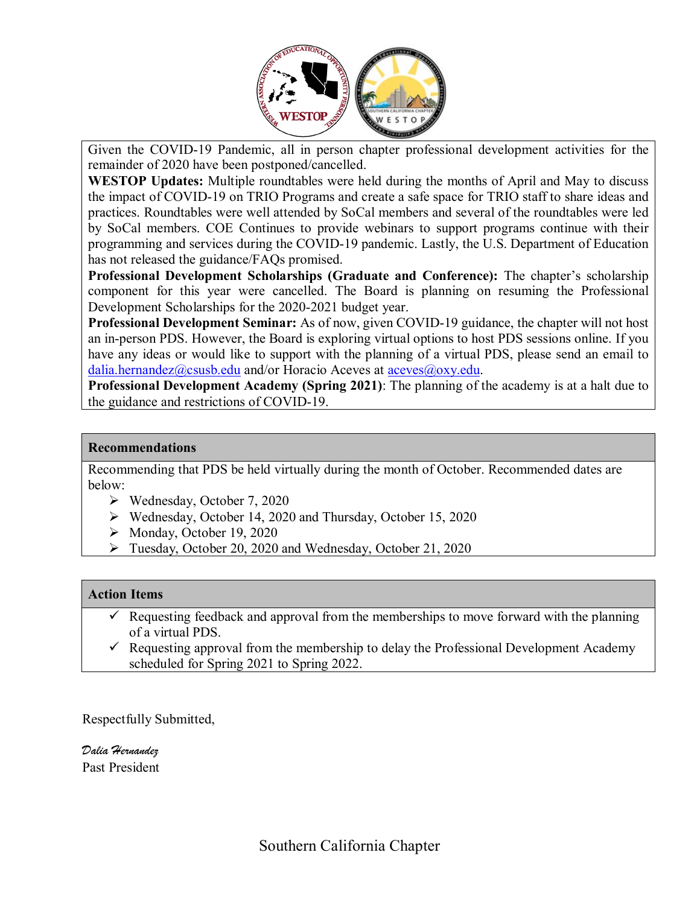Given the COVID-19 Pandemic, all in person chapter professional development activities for the remainder of 2020 have been postponed/cancelled.

**WESTOP Updates:** Multiple roundtables were held during the months of April and May to discuss the impact of COVID-19 on TRIO Programs and create a safe space for TRIO staff to share ideas and practices. Roundtables were well attended by SoCal members and several of the roundtables were led by SoCal members. COE Continues to provide webinars to support programs continue with their programming and services during the COVID-19 pandemic. Lastly, the U.S. Department of Education has not released the guidance/FAQs promised.

**Professional Development Scholarships (Graduate and Conference):** The chapter's scholarship component for this year were cancelled. The Board is planning on resuming the Professional Development Scholarships for the 2020-2021 budget year.

**Professional Development Seminar:** As of now, given COVID-19 guidance, the chapter will not host an in-person PDS. However, the Board is exploring virtual options to host PDS sessions online. If you have any ideas or would like to support with the planning of a virtual PDS, please send an email to dalia.hernandez@csusb.edu and/or Horacio Aceves at aceves@oxy.edu.

**Professional Development Academy (Spring 2021)**: The planning of the academy is at a halt due to the guidance and restrictions of COVID-19.

## Recommendations

Recommending that PDS be held virtually during the month of October. Recommended dates are below:

- Wednesday, October 7, 2020
- Wednesday, October 14, 2020 and Thursday, October 15, 2020
- Monday, October 19, 2020
- Tuesday, October 20, 2020 and Wednesday, October 21, 2020

## Action Items

- ✓ Requesting feedback and approval from the memberships to move forward with the planning of a virtual PDS.
- ✓ Requesting approval from the membership to delay the Professional Development Academy scheduled for Spring 2021 to Spring 2022.

Respectfully Submitted,

*Dalia Hernandez*
Past President

Southern California Chapter